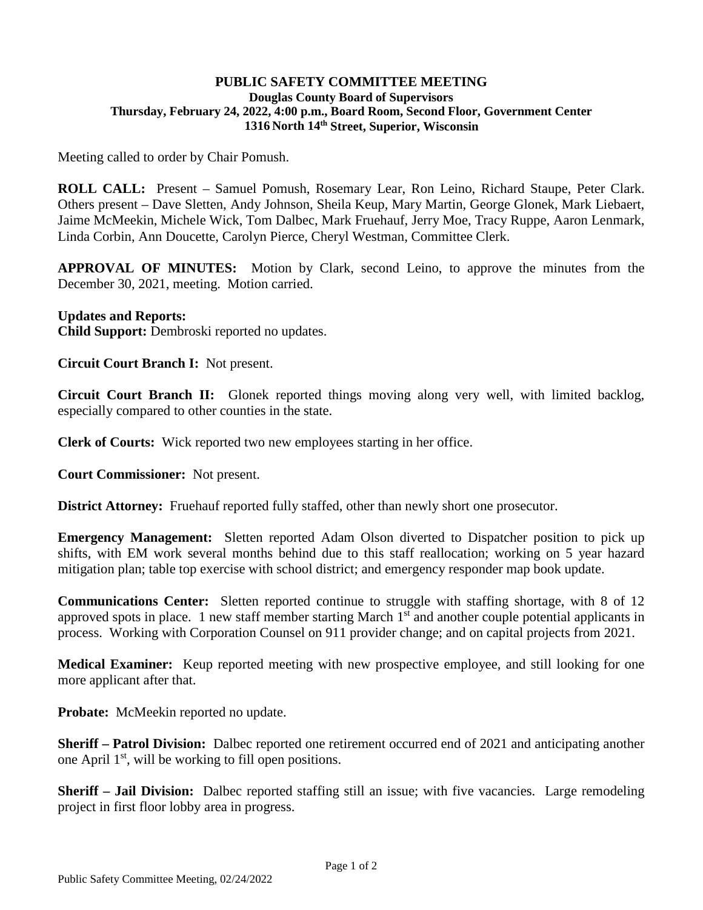# PUBLIC SAFETY COMMITTEE MEETING

**Douglas County Board of Supervisors**
**Thursday, February 24, 2022, 4:00 p.m., Board Room, Second Floor, Government Center**
**1316 North 14th Street, Superior, Wisconsin**

Meeting called to order by Chair Pomush.

**ROLL CALL:** Present – Samuel Pomush, Rosemary Lear, Ron Leino, Richard Staupe, Peter Clark. Others present – Dave Sletten, Andy Johnson, Sheila Keup, Mary Martin, George Glonek, Mark Liebaert, Jaime McMeekin, Michele Wick, Tom Dalbec, Mark Fruehauf, Jerry Moe, Tracy Ruppe, Aaron Lenmark, Linda Corbin, Ann Doucette, Carolyn Pierce, Cheryl Westman, Committee Clerk.

**APPROVAL OF MINUTES:** Motion by Clark, second Leino, to approve the minutes from the December 30, 2021, meeting. Motion carried.

**Updates and Reports:**

**Child Support:** Dembroski reported no updates.

**Circuit Court Branch I:** Not present.

**Circuit Court Branch II:** Glonek reported things moving along very well, with limited backlog, especially compared to other counties in the state.

**Clerk of Courts:** Wick reported two new employees starting in her office.

**Court Commissioner:** Not present.

**District Attorney:** Fruehauf reported fully staffed, other than newly short one prosecutor.

**Emergency Management:** Sletten reported Adam Olson diverted to Dispatcher position to pick up shifts, with EM work several months behind due to this staff reallocation; working on 5 year hazard mitigation plan; table top exercise with school district; and emergency responder map book update.

**Communications Center:** Sletten reported continue to struggle with staffing shortage, with 8 of 12 approved spots in place. 1 new staff member starting March 1st and another couple potential applicants in process. Working with Corporation Counsel on 911 provider change; and on capital projects from 2021.

**Medical Examiner:** Keup reported meeting with new prospective employee, and still looking for one more applicant after that.

**Probate:** McMeekin reported no update.

**Sheriff – Patrol Division:** Dalbec reported one retirement occurred end of 2021 and anticipating another one April 1st, will be working to fill open positions.

**Sheriff – Jail Division:** Dalbec reported staffing still an issue; with five vacancies. Large remodeling project in first floor lobby area in progress.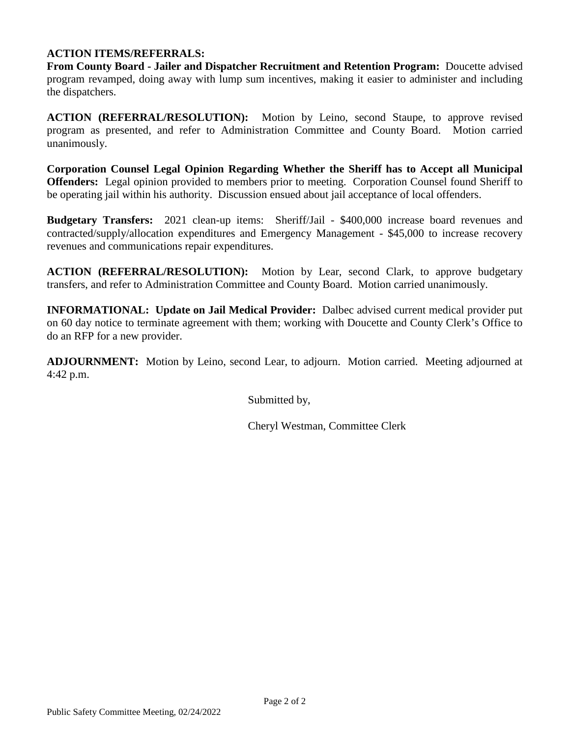**ACTION ITEMS/REFERRALS:**

**From County Board - Jailer and Dispatcher Recruitment and Retention Program:** Doucette advised program revamped, doing away with lump sum incentives, making it easier to administer and including the dispatchers.

**ACTION (REFERRAL/RESOLUTION):** Motion by Leino, second Staupe, to approve revised program as presented, and refer to Administration Committee and County Board. Motion carried unanimously.

**Corporation Counsel Legal Opinion Regarding Whether the Sheriff has to Accept all Municipal Offenders:** Legal opinion provided to members prior to meeting. Corporation Counsel found Sheriff to be operating jail within his authority. Discussion ensued about jail acceptance of local offenders.

**Budgetary Transfers:** 2021 clean-up items: Sheriff/Jail - $400,000 increase board revenues and contracted/supply/allocation expenditures and Emergency Management - $45,000 to increase recovery revenues and communications repair expenditures.

**ACTION (REFERRAL/RESOLUTION):** Motion by Lear, second Clark, to approve budgetary transfers, and refer to Administration Committee and County Board. Motion carried unanimously.

**INFORMATIONAL: Update on Jail Medical Provider:** Dalbec advised current medical provider put on 60 day notice to terminate agreement with them; working with Doucette and County Clerk's Office to do an RFP for a new provider.

**ADJOURNMENT:** Motion by Leino, second Lear, to adjourn. Motion carried. Meeting adjourned at 4:42 p.m.

Submitted by,

Cheryl Westman, Committee Clerk